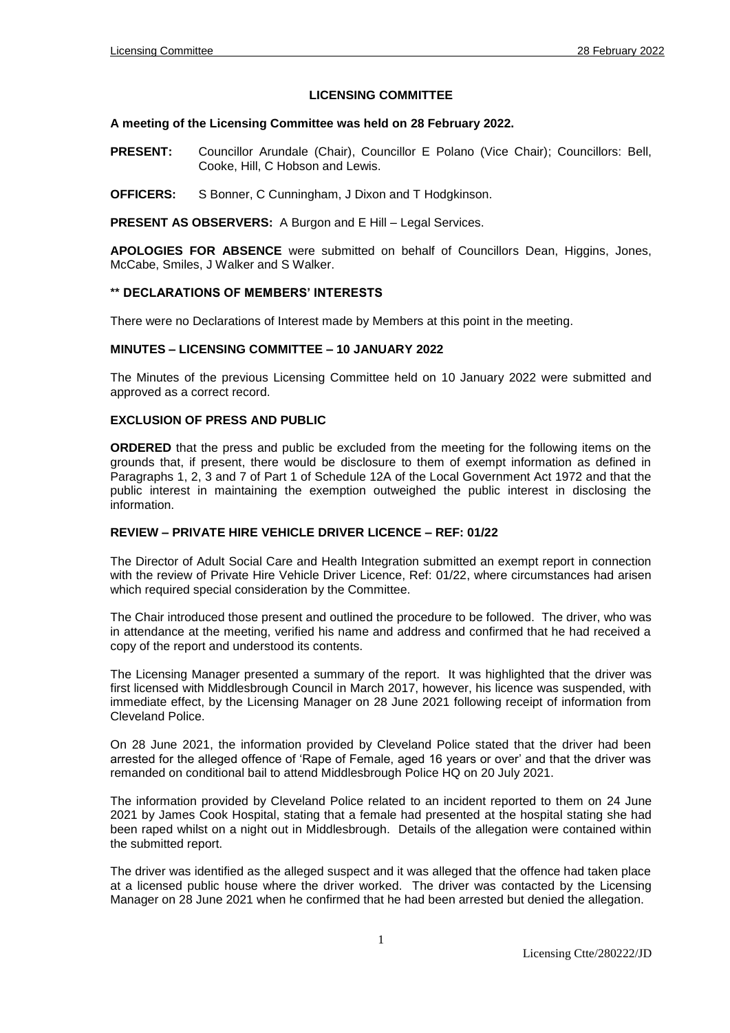# LICENSING COMMITTEE

**A meeting of the Licensing Committee was held on 28 February 2022.**

**PRESENT:** Councillor Arundale (Chair), Councillor E Polano (Vice Chair); Councillors: Bell, Cooke, Hill, C Hobson and Lewis.

**OFFICERS:** S Bonner, C Cunningham, J Dixon and T Hodgkinson.

**PRESENT AS OBSERVERS:** A Burgon and E Hill – Legal Services.

**APOLOGIES FOR ABSENCE** were submitted on behalf of Councillors Dean, Higgins, Jones, McCabe, Smiles, J Walker and S Walker.

## ** DECLARATIONS OF MEMBERS' INTERESTS

There were no Declarations of Interest made by Members at this point in the meeting.

## MINUTES – LICENSING COMMITTEE – 10 JANUARY 2022

The Minutes of the previous Licensing Committee held on 10 January 2022 were submitted and approved as a correct record.

## EXCLUSION OF PRESS AND PUBLIC

**ORDERED** that the press and public be excluded from the meeting for the following items on the grounds that, if present, there would be disclosure to them of exempt information as defined in Paragraphs 1, 2, 3 and 7 of Part 1 of Schedule 12A of the Local Government Act 1972 and that the public interest in maintaining the exemption outweighed the public interest in disclosing the information.

## REVIEW – PRIVATE HIRE VEHICLE DRIVER LICENCE – REF: 01/22

The Director of Adult Social Care and Health Integration submitted an exempt report in connection with the review of Private Hire Vehicle Driver Licence, Ref: 01/22, where circumstances had arisen which required special consideration by the Committee.

The Chair introduced those present and outlined the procedure to be followed. The driver, who was in attendance at the meeting, verified his name and address and confirmed that he had received a copy of the report and understood its contents.

The Licensing Manager presented a summary of the report. It was highlighted that the driver was first licensed with Middlesbrough Council in March 2017, however, his licence was suspended, with immediate effect, by the Licensing Manager on 28 June 2021 following receipt of information from Cleveland Police.

On 28 June 2021, the information provided by Cleveland Police stated that the driver had been arrested for the alleged offence of 'Rape of Female, aged 16 years or over' and that the driver was remanded on conditional bail to attend Middlesbrough Police HQ on 20 July 2021.

The information provided by Cleveland Police related to an incident reported to them on 24 June 2021 by James Cook Hospital, stating that a female had presented at the hospital stating she had been raped whilst on a night out in Middlesbrough. Details of the allegation were contained within the submitted report.

The driver was identified as the alleged suspect and it was alleged that the offence had taken place at a licensed public house where the driver worked. The driver was contacted by the Licensing Manager on 28 June 2021 when he confirmed that he had been arrested but denied the allegation.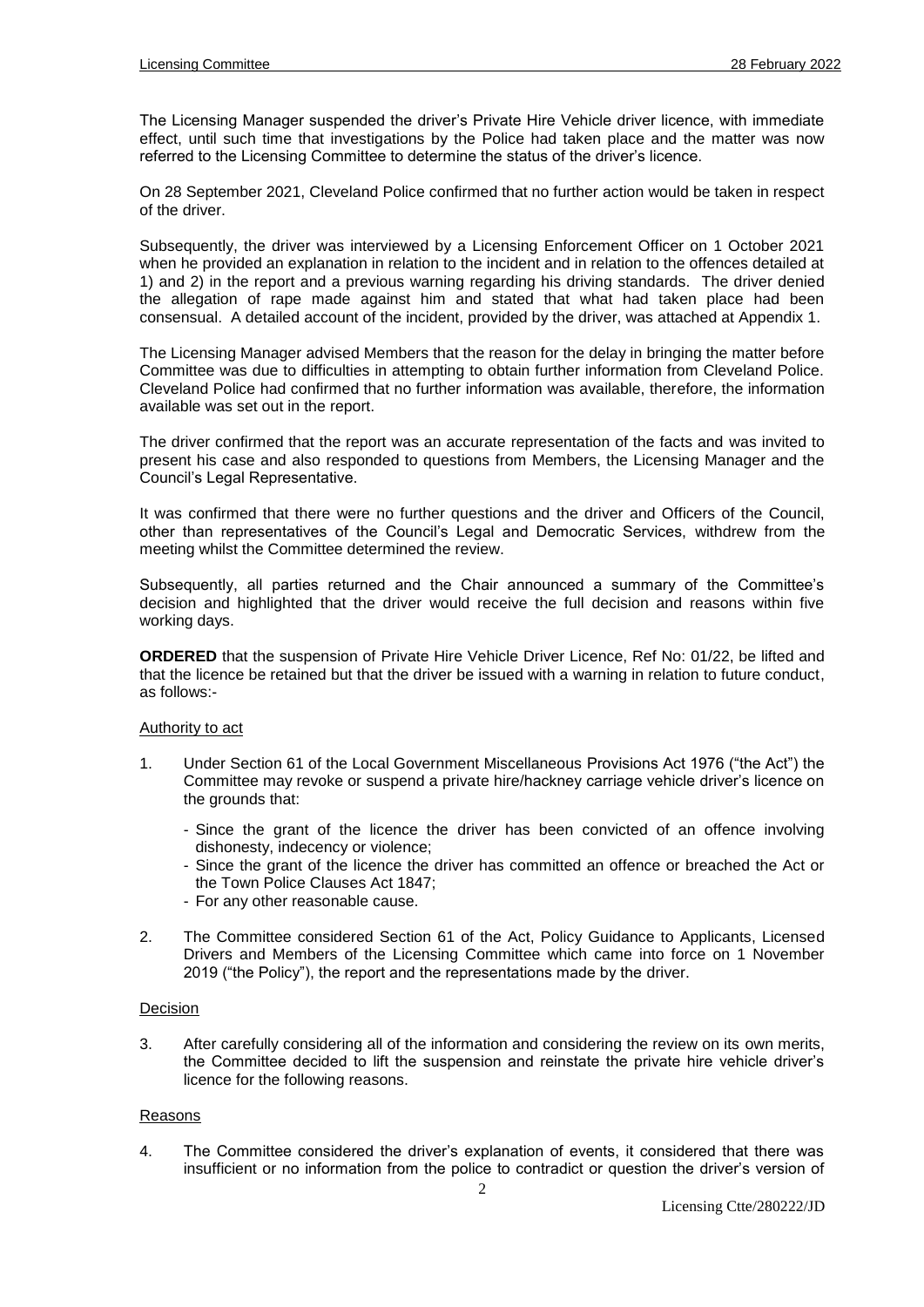The Licensing Manager suspended the driver's Private Hire Vehicle driver licence, with immediate effect, until such time that investigations by the Police had taken place and the matter was now referred to the Licensing Committee to determine the status of the driver's licence.

On 28 September 2021, Cleveland Police confirmed that no further action would be taken in respect of the driver.

Subsequently, the driver was interviewed by a Licensing Enforcement Officer on 1 October 2021 when he provided an explanation in relation to the incident and in relation to the offences detailed at 1) and 2) in the report and a previous warning regarding his driving standards. The driver denied the allegation of rape made against him and stated that what had taken place had been consensual. A detailed account of the incident, provided by the driver, was attached at Appendix 1.

The Licensing Manager advised Members that the reason for the delay in bringing the matter before Committee was due to difficulties in attempting to obtain further information from Cleveland Police. Cleveland Police had confirmed that no further information was available, therefore, the information available was set out in the report.

The driver confirmed that the report was an accurate representation of the facts and was invited to present his case and also responded to questions from Members, the Licensing Manager and the Council's Legal Representative.

It was confirmed that there were no further questions and the driver and Officers of the Council, other than representatives of the Council's Legal and Democratic Services, withdrew from the meeting whilst the Committee determined the review.

Subsequently, all parties returned and the Chair announced a summary of the Committee's decision and highlighted that the driver would receive the full decision and reasons within five working days.

**ORDERED** that the suspension of Private Hire Vehicle Driver Licence, Ref No: 01/22, be lifted and that the licence be retained but that the driver be issued with a warning in relation to future conduct, as follows:-

Authority to act

1. Under Section 61 of the Local Government Miscellaneous Provisions Act 1976 ("the Act") the Committee may revoke or suspend a private hire/hackney carriage vehicle driver's licence on the grounds that:
   - Since the grant of the licence the driver has been convicted of an offence involving dishonesty, indecency or violence;
   - Since the grant of the licence the driver has committed an offence or breached the Act or the Town Police Clauses Act 1847;
   - For any other reasonable cause.

2. The Committee considered Section 61 of the Act, Policy Guidance to Applicants, Licensed Drivers and Members of the Licensing Committee which came into force on 1 November 2019 ("the Policy"), the report and the representations made by the driver.

Decision

3. After carefully considering all of the information and considering the review on its own merits, the Committee decided to lift the suspension and reinstate the private hire vehicle driver's licence for the following reasons.

Reasons

4. The Committee considered the driver's explanation of events, it considered that there was insufficient or no information from the police to contradict or question the driver's version of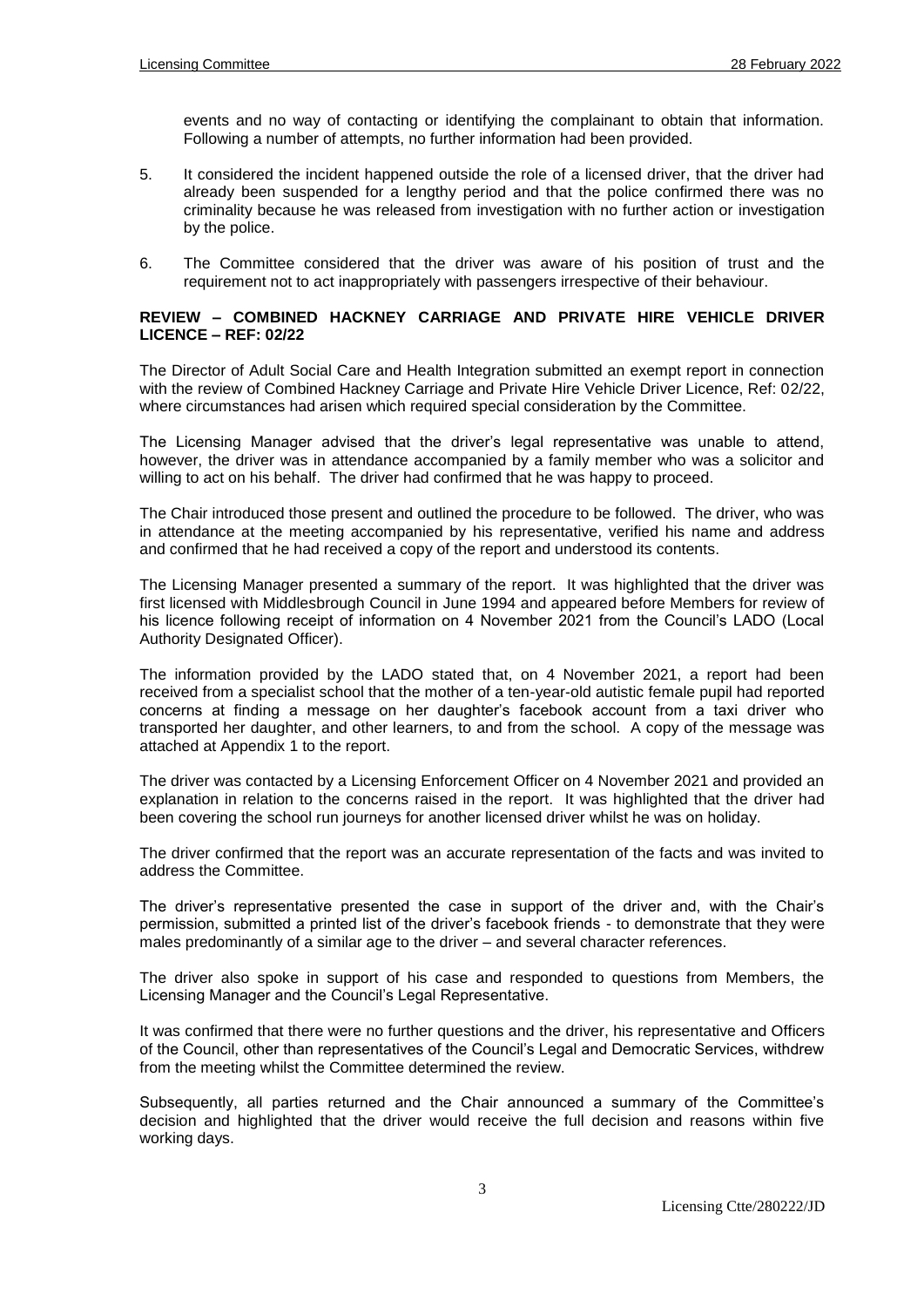events and no way of contacting or identifying the complainant to obtain that information. Following a number of attempts, no further information had been provided.

5. It considered the incident happened outside the role of a licensed driver, that the driver had already been suspended for a lengthy period and that the police confirmed there was no criminality because he was released from investigation with no further action or investigation by the police.

6. The Committee considered that the driver was aware of his position of trust and the requirement not to act inappropriately with passengers irrespective of their behaviour.

**REVIEW – COMBINED HACKNEY CARRIAGE AND PRIVATE HIRE VEHICLE DRIVER LICENCE – REF: 02/22**

The Director of Adult Social Care and Health Integration submitted an exempt report in connection with the review of Combined Hackney Carriage and Private Hire Vehicle Driver Licence, Ref: 02/22, where circumstances had arisen which required special consideration by the Committee.

The Licensing Manager advised that the driver's legal representative was unable to attend, however, the driver was in attendance accompanied by a family member who was a solicitor and willing to act on his behalf. The driver had confirmed that he was happy to proceed.

The Chair introduced those present and outlined the procedure to be followed. The driver, who was in attendance at the meeting accompanied by his representative, verified his name and address and confirmed that he had received a copy of the report and understood its contents.

The Licensing Manager presented a summary of the report. It was highlighted that the driver was first licensed with Middlesbrough Council in June 1994 and appeared before Members for review of his licence following receipt of information on 4 November 2021 from the Council's LADO (Local Authority Designated Officer).

The information provided by the LADO stated that, on 4 November 2021, a report had been received from a specialist school that the mother of a ten-year-old autistic female pupil had reported concerns at finding a message on her daughter's facebook account from a taxi driver who transported her daughter, and other learners, to and from the school. A copy of the message was attached at Appendix 1 to the report.

The driver was contacted by a Licensing Enforcement Officer on 4 November 2021 and provided an explanation in relation to the concerns raised in the report. It was highlighted that the driver had been covering the school run journeys for another licensed driver whilst he was on holiday.

The driver confirmed that the report was an accurate representation of the facts and was invited to address the Committee.

The driver's representative presented the case in support of the driver and, with the Chair's permission, submitted a printed list of the driver's facebook friends - to demonstrate that they were males predominantly of a similar age to the driver – and several character references.

The driver also spoke in support of his case and responded to questions from Members, the Licensing Manager and the Council's Legal Representative.

It was confirmed that there were no further questions and the driver, his representative and Officers of the Council, other than representatives of the Council's Legal and Democratic Services, withdrew from the meeting whilst the Committee determined the review.

Subsequently, all parties returned and the Chair announced a summary of the Committee's decision and highlighted that the driver would receive the full decision and reasons within five working days.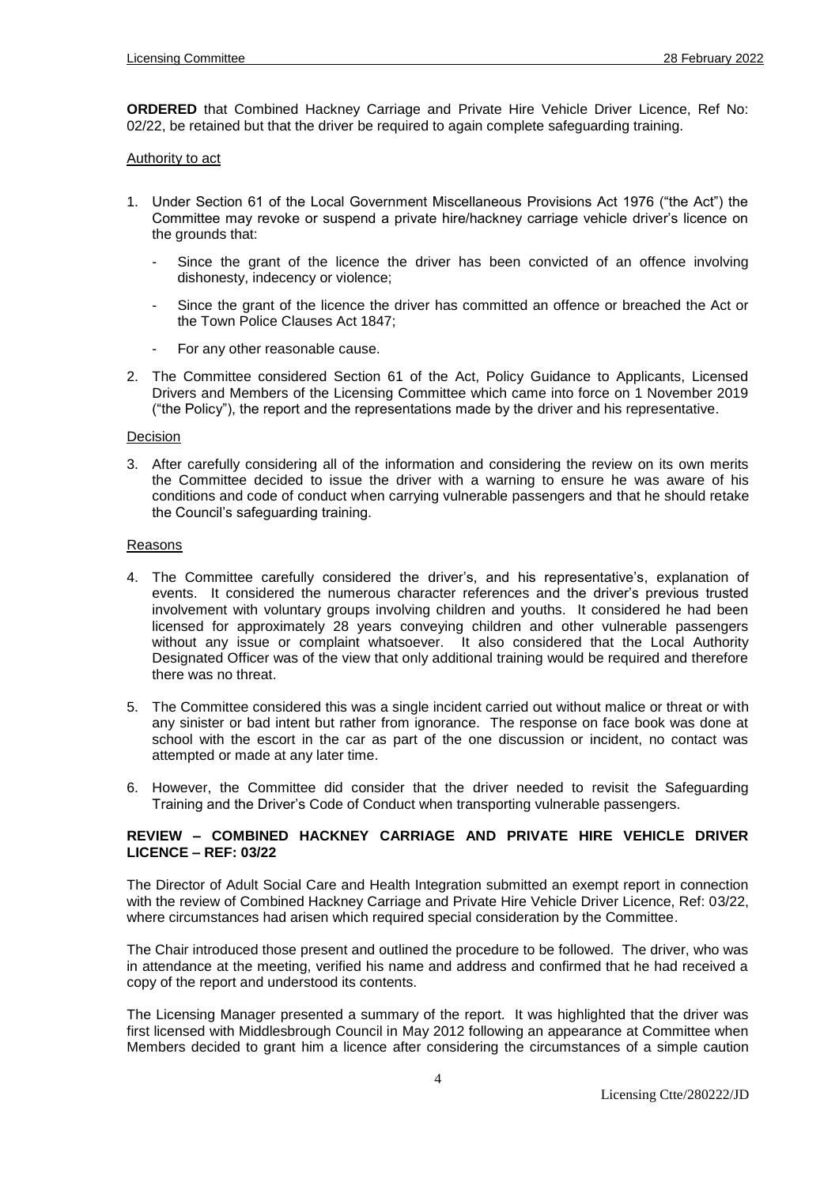**ORDERED** that Combined Hackney Carriage and Private Hire Vehicle Driver Licence, Ref No: 02/22, be retained but that the driver be required to again complete safeguarding training.

Authority to act

1. Under Section 61 of the Local Government Miscellaneous Provisions Act 1976 ("the Act") the Committee may revoke or suspend a private hire/hackney carriage vehicle driver's licence on the grounds that:
   - Since the grant of the licence the driver has been convicted of an offence involving dishonesty, indecency or violence;
   - Since the grant of the licence the driver has committed an offence or breached the Act or the Town Police Clauses Act 1847;
   - For any other reasonable cause.
2. The Committee considered Section 61 of the Act, Policy Guidance to Applicants, Licensed Drivers and Members of the Licensing Committee which came into force on 1 November 2019 ("the Policy"), the report and the representations made by the driver and his representative.

Decision

3. After carefully considering all of the information and considering the review on its own merits the Committee decided to issue the driver with a warning to ensure he was aware of his conditions and code of conduct when carrying vulnerable passengers and that he should retake the Council's safeguarding training.

Reasons

4. The Committee carefully considered the driver's, and his representative's, explanation of events. It considered the numerous character references and the driver's previous trusted involvement with voluntary groups involving children and youths. It considered he had been licensed for approximately 28 years conveying children and other vulnerable passengers without any issue or complaint whatsoever. It also considered that the Local Authority Designated Officer was of the view that only additional training would be required and therefore there was no threat.
5. The Committee considered this was a single incident carried out without malice or threat or with any sinister or bad intent but rather from ignorance. The response on face book was done at school with the escort in the car as part of the one discussion or incident, no contact was attempted or made at any later time.
6. However, the Committee did consider that the driver needed to revisit the Safeguarding Training and the Driver's Code of Conduct when transporting vulnerable passengers.

**REVIEW – COMBINED HACKNEY CARRIAGE AND PRIVATE HIRE VEHICLE DRIVER LICENCE – REF: 03/22**

The Director of Adult Social Care and Health Integration submitted an exempt report in connection with the review of Combined Hackney Carriage and Private Hire Vehicle Driver Licence, Ref: 03/22, where circumstances had arisen which required special consideration by the Committee.

The Chair introduced those present and outlined the procedure to be followed. The driver, who was in attendance at the meeting, verified his name and address and confirmed that he had received a copy of the report and understood its contents.

The Licensing Manager presented a summary of the report. It was highlighted that the driver was first licensed with Middlesbrough Council in May 2012 following an appearance at Committee when Members decided to grant him a licence after considering the circumstances of a simple caution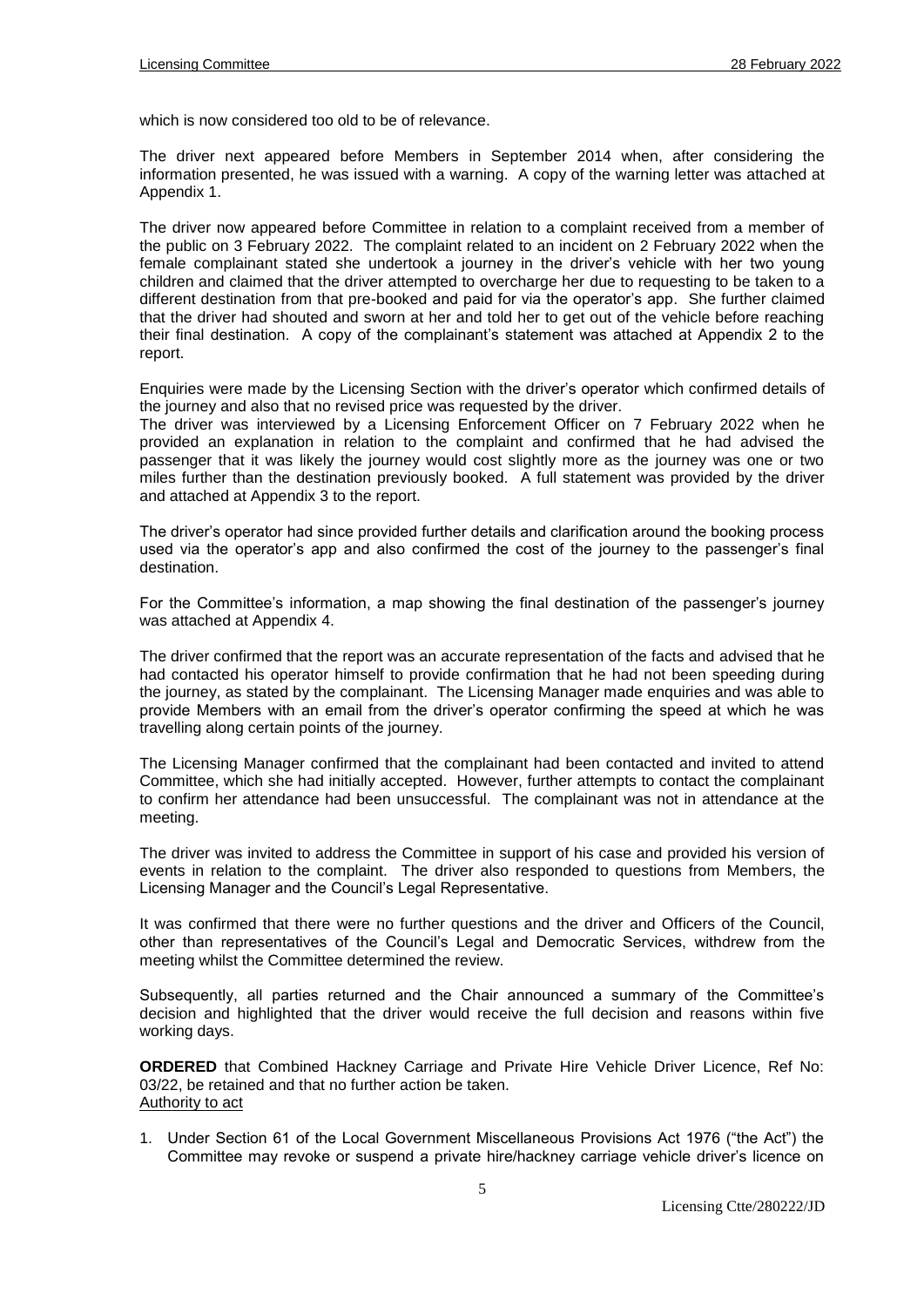which is now considered too old to be of relevance.

The driver next appeared before Members in September 2014 when, after considering the information presented, he was issued with a warning. A copy of the warning letter was attached at Appendix 1.

The driver now appeared before Committee in relation to a complaint received from a member of the public on 3 February 2022. The complaint related to an incident on 2 February 2022 when the female complainant stated she undertook a journey in the driver's vehicle with her two young children and claimed that the driver attempted to overcharge her due to requesting to be taken to a different destination from that pre-booked and paid for via the operator's app. She further claimed that the driver had shouted and sworn at her and told her to get out of the vehicle before reaching their final destination. A copy of the complainant's statement was attached at Appendix 2 to the report.

Enquiries were made by the Licensing Section with the driver's operator which confirmed details of the journey and also that no revised price was requested by the driver.

The driver was interviewed by a Licensing Enforcement Officer on 7 February 2022 when he provided an explanation in relation to the complaint and confirmed that he had advised the passenger that it was likely the journey would cost slightly more as the journey was one or two miles further than the destination previously booked. A full statement was provided by the driver and attached at Appendix 3 to the report.

The driver's operator had since provided further details and clarification around the booking process used via the operator's app and also confirmed the cost of the journey to the passenger's final destination.

For the Committee's information, a map showing the final destination of the passenger's journey was attached at Appendix 4.

The driver confirmed that the report was an accurate representation of the facts and advised that he had contacted his operator himself to provide confirmation that he had not been speeding during the journey, as stated by the complainant. The Licensing Manager made enquiries and was able to provide Members with an email from the driver's operator confirming the speed at which he was travelling along certain points of the journey.

The Licensing Manager confirmed that the complainant had been contacted and invited to attend Committee, which she had initially accepted. However, further attempts to contact the complainant to confirm her attendance had been unsuccessful. The complainant was not in attendance at the meeting.

The driver was invited to address the Committee in support of his case and provided his version of events in relation to the complaint. The driver also responded to questions from Members, the Licensing Manager and the Council's Legal Representative.

It was confirmed that there were no further questions and the driver and Officers of the Council, other than representatives of the Council's Legal and Democratic Services, withdrew from the meeting whilst the Committee determined the review.

Subsequently, all parties returned and the Chair announced a summary of the Committee's decision and highlighted that the driver would receive the full decision and reasons within five working days.

**ORDERED** that Combined Hackney Carriage and Private Hire Vehicle Driver Licence, Ref No: 03/22, be retained and that no further action be taken.

<u>Authority to act</u>

1. Under Section 61 of the Local Government Miscellaneous Provisions Act 1976 ("the Act") the Committee may revoke or suspend a private hire/hackney carriage vehicle driver's licence on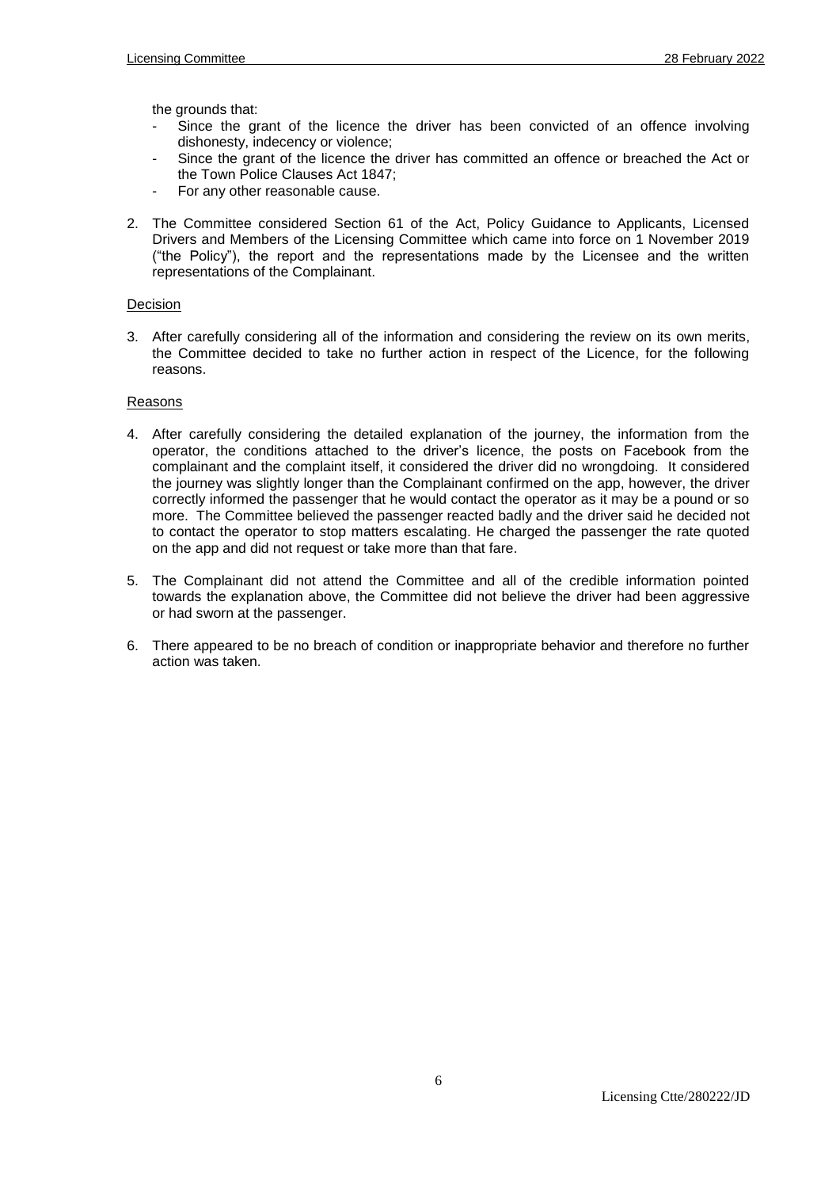the grounds that:

- Since the grant of the licence the driver has been convicted of an offence involving dishonesty, indecency or violence;
- Since the grant of the licence the driver has committed an offence or breached the Act or the Town Police Clauses Act 1847;
- For any other reasonable cause.

2. The Committee considered Section 61 of the Act, Policy Guidance to Applicants, Licensed Drivers and Members of the Licensing Committee which came into force on 1 November 2019 ("the Policy"), the report and the representations made by the Licensee and the written representations of the Complainant.

Decision

3. After carefully considering all of the information and considering the review on its own merits, the Committee decided to take no further action in respect of the Licence, for the following reasons.

Reasons

4. After carefully considering the detailed explanation of the journey, the information from the operator, the conditions attached to the driver's licence, the posts on Facebook from the complainant and the complaint itself, it considered the driver did no wrongdoing. It considered the journey was slightly longer than the Complainant confirmed on the app, however, the driver correctly informed the passenger that he would contact the operator as it may be a pound or so more. The Committee believed the passenger reacted badly and the driver said he decided not to contact the operator to stop matters escalating. He charged the passenger the rate quoted on the app and did not request or take more than that fare.

5. The Complainant did not attend the Committee and all of the credible information pointed towards the explanation above, the Committee did not believe the driver had been aggressive or had sworn at the passenger.

6. There appeared to be no breach of condition or inappropriate behavior and therefore no further action was taken.